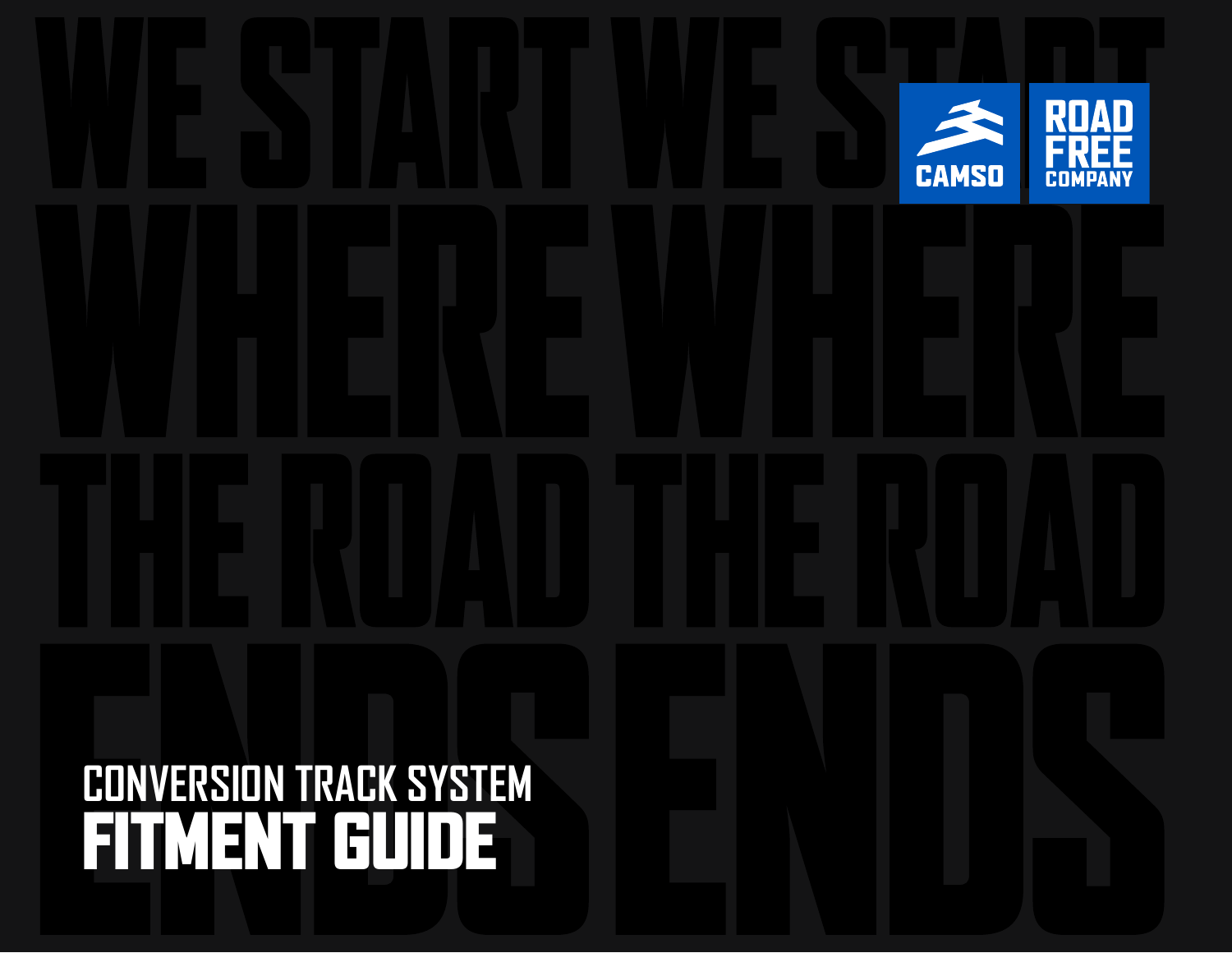WE START WHERE THE ROAD ENDS

CAMSO

ROAD FREE COMPANY

# CONVERSION TRACK SYSTEM
# FITMENT GUIDE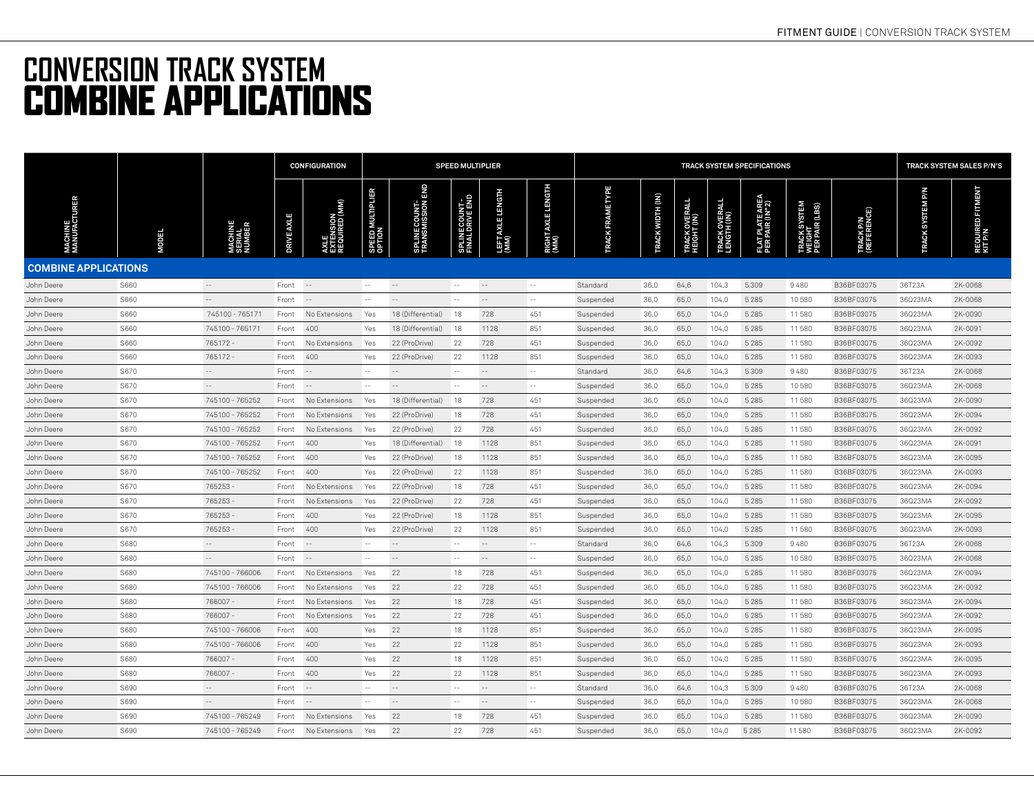# CONVERSION TRACK SYSTEM
# COMBINE APPLICATIONS

| MACHINE MANUFACTURER | MODEL | MACHINE SERIAL NUMBER | CONFIGURATION | | SPEED MULTIPLIER | | | | | TRACK SYSTEM SPECIFICATIONS | | | | | | | TRACK SYSTEM SALES P/N'S | |
|---|---|---|---|---|---|---|---|---|---|---|---|---|---|---|---|---|---|---|
| | | | DRIVE AXLE | AXLE EXTENSION REQUIRED (MM) | SPEED MULTIPLIER OPTION | SPLINE COUNT - TRANSMISSION END | SPLINE COUNT - FINAL DRIVE END | LEFT AXLE LENGTH (MM) | RIGHT AXLE LENGTH (MM) | TRACK FRAME TYPE | TRACK WIDTH (IN) | TRACK OVERALL HEIGHT (IN) | TRACK OVERALL LENGTH (IN) | FLAT PLATE AREA PER PAIR (IN^2) | TRACK SYSTEM WEIGHT PER PAIR (LBS) | TRACK P/N (REFERENCE) | TRACK SYSTEM P/N | REQUIRED FITMENT KIT P/N |
| **COMBINE APPLICATIONS** | | | | | | | | | | | | | | | | | | |
| John Deere | S660 | -- | Front | -- | -- | -- | -- | -- | -- | Standard | 36,0 | 64,6 | 104,3 | 5 309 | 9 480 | B36BF03075 | 36T23A | 2K-0068 |
| John Deere | S660 | -- | Front | -- | -- | -- | -- | -- | -- | Suspended | 36,0 | 65,0 | 104,0 | 5 285 | 10 580 | B36BF03075 | 36Q23MA | 2K-0068 |
| John Deere | S660 | 745100 - 765171 | Front | No Extensions | Yes | 18 (Differential) | 18 | 728 | 451 | Suspended | 36,0 | 65,0 | 104,0 | 5 285 | 11 580 | B36BF03075 | 36Q23MA | 2K-0090 |
| John Deere | S660 | 745100 - 765171 | Front | 400 | Yes | 18 (Differential) | 18 | 1128 | 851 | Suspended | 36,0 | 65,0 | 104,0 | 5 285 | 11 580 | B36BF03075 | 36Q23MA | 2K-0091 |
| John Deere | S660 | 765172 - | Front | No Extensions | Yes | 22 (ProDrive) | 22 | 728 | 451 | Suspended | 36,0 | 65,0 | 104,0 | 5 285 | 11 580 | B36BF03075 | 36Q23MA | 2K-0092 |
| John Deere | S660 | 765172 - | Front | 400 | Yes | 22 (ProDrive) | 22 | 1128 | 851 | Suspended | 36,0 | 65,0 | 104,0 | 5 285 | 11 580 | B36BF03075 | 36Q23MA | 2K-0093 |
| John Deere | S670 | -- | Front | -- | -- | -- | -- | -- | -- | Standard | 36,0 | 64,6 | 104,3 | 5 309 | 9 480 | B36BF03075 | 36T23A | 2K-0068 |
| John Deere | S670 | -- | Front | -- | -- | -- | -- | -- | -- | Suspended | 36,0 | 65,0 | 104,0 | 5 285 | 10 580 | B36BF03075 | 36Q23MA | 2K-0068 |
| John Deere | S670 | 745100 - 765252 | Front | No Extensions | Yes | 18 (Differential) | 18 | 728 | 451 | Suspended | 36,0 | 65,0 | 104,0 | 5 285 | 11 580 | B36BF03075 | 36Q23MA | 2K-0090 |
| John Deere | S670 | 745100 - 765252 | Front | No Extensions | Yes | 22 (ProDrive) | 18 | 728 | 451 | Suspended | 36,0 | 65,0 | 104,0 | 5 285 | 11 580 | B36BF03075 | 36Q23MA | 2K-0094 |
| John Deere | S670 | 745100 - 765252 | Front | No Extensions | Yes | 22 (ProDrive) | 22 | 728 | 451 | Suspended | 36,0 | 65,0 | 104,0 | 5 285 | 11 580 | B36BF03075 | 36Q23MA | 2K-0092 |
| John Deere | S670 | 745100 - 765252 | Front | 400 | Yes | 18 (Differential) | 18 | 1128 | 851 | Suspended | 36,0 | 65,0 | 104,0 | 5 285 | 11 580 | B36BF03075 | 36Q23MA | 2K-0091 |
| John Deere | S670 | 745100 - 765252 | Front | 400 | Yes | 22 (ProDrive) | 18 | 1128 | 851 | Suspended | 36,0 | 65,0 | 104,0 | 5 285 | 11 580 | B36BF03075 | 36Q23MA | 2K-0095 |
| John Deere | S670 | 745100 - 765252 | Front | 400 | Yes | 22 (ProDrive) | 22 | 1128 | 851 | Suspended | 36,0 | 65,0 | 104,0 | 5 285 | 11 580 | B36BF03075 | 36Q23MA | 2K-0093 |
| John Deere | S670 | 765253 - | Front | No Extensions | Yes | 22 (ProDrive) | 18 | 728 | 451 | Suspended | 36,0 | 65,0 | 104,0 | 5 285 | 11 580 | B36BF03075 | 36Q23MA | 2K-0094 |
| John Deere | S670 | 765253 - | Front | No Extensions | Yes | 22 (ProDrive) | 22 | 728 | 451 | Suspended | 36,0 | 65,0 | 104,0 | 5 285 | 11 580 | B36BF03075 | 36Q23MA | 2K-0092 |
| John Deere | S670 | 765253 - | Front | 400 | Yes | 22 (ProDrive) | 18 | 1128 | 851 | Suspended | 36,0 | 65,0 | 104,0 | 5 285 | 11 580 | B36BF03075 | 36Q23MA | 2K-0095 |
| John Deere | S670 | 765253 - | Front | 400 | Yes | 22 (ProDrive) | 22 | 1128 | 851 | Suspended | 36,0 | 65,0 | 104,0 | 5 285 | 11 580 | B36BF03075 | 36Q23MA | 2K-0093 |
| John Deere | S680 | -- | Front | -- | -- | -- | -- | -- | -- | Standard | 36,0 | 64,6 | 104,3 | 5 309 | 9 480 | B36BF03075 | 36T23A | 2K-0068 |
| John Deere | S680 | -- | Front | -- | -- | -- | -- | -- | -- | Suspended | 36,0 | 65,0 | 104,0 | 5 285 | 10 580 | B36BF03075 | 36Q23MA | 2K-0068 |
| John Deere | S680 | 745100 - 766006 | Front | No Extensions | Yes | 22 | 18 | 728 | 451 | Suspended | 36,0 | 65,0 | 104,0 | 5 285 | 11 580 | B36BF03075 | 36Q23MA | 2K-0094 |
| John Deere | S680 | 745100 - 766006 | Front | No Extensions | Yes | 22 | 22 | 728 | 451 | Suspended | 36,0 | 65,0 | 104,0 | 5 285 | 11 580 | B36BF03075 | 36Q23MA | 2K-0092 |
| John Deere | S680 | 766007 - | Front | No Extensions | Yes | 22 | 18 | 728 | 451 | Suspended | 36,0 | 65,0 | 104,0 | 5 285 | 11 580 | B36BF03075 | 36Q23MA | 2K-0094 |
| John Deere | S680 | 766007 - | Front | No Extensions | Yes | 22 | 22 | 728 | 451 | Suspended | 36,0 | 65,0 | 104,0 | 5 285 | 11 580 | B36BF03075 | 36Q23MA | 2K-0092 |
| John Deere | S680 | 745100 - 766006 | Front | 400 | Yes | 22 | 18 | 1128 | 851 | Suspended | 36,0 | 65,0 | 104,0 | 5 285 | 11 580 | B36BF03075 | 36Q23MA | 2K-0095 |
| John Deere | S680 | 745100 - 766006 | Front | 400 | Yes | 22 | 22 | 1128 | 851 | Suspended | 36,0 | 65,0 | 104,0 | 5 285 | 11 580 | B36BF03075 | 36Q23MA | 2K-0093 |
| John Deere | S680 | 766007 - | Front | 400 | Yes | 22 | 18 | 1128 | 851 | Suspended | 36,0 | 65,0 | 104,0 | 5 285 | 11 580 | B36BF03075 | 36Q23MA | 2K-0095 |
| John Deere | S680 | 766007 - | Front | 400 | Yes | 22 | 22 | 1128 | 851 | Suspended | 36,0 | 65,0 | 104,0 | 5 285 | 11 580 | B36BF03075 | 36Q23MA | 2K-0093 |
| John Deere | S690 | -- | Front | -- | -- | -- | -- | -- | -- | Standard | 36,0 | 64,6 | 104,3 | 5 309 | 9 480 | B36BF03075 | 36T23A | 2K-0068 |
| John Deere | S690 | -- | Front | -- | -- | -- | -- | -- | -- | Suspended | 36,0 | 65,0 | 104,0 | 5 285 | 10 580 | B36BF03075 | 36Q23MA | 2K-0068 |
| John Deere | S690 | 745100 - 765249 | Front | No Extensions | Yes | 22 | 18 | 728 | 451 | Suspended | 36,0 | 65,0 | 104,0 | 5 285 | 11 580 | B36BF03075 | 36Q23MA | 2K-0090 |
| John Deere | S690 | 745100 - 765249 | Front | No Extensions | Yes | 22 | 22 | 728 | 451 | Suspended | 36,0 | 65,0 | 104,0 | 5 285 | 11 580 | B36BF03075 | 36Q23MA | 2K-0092 |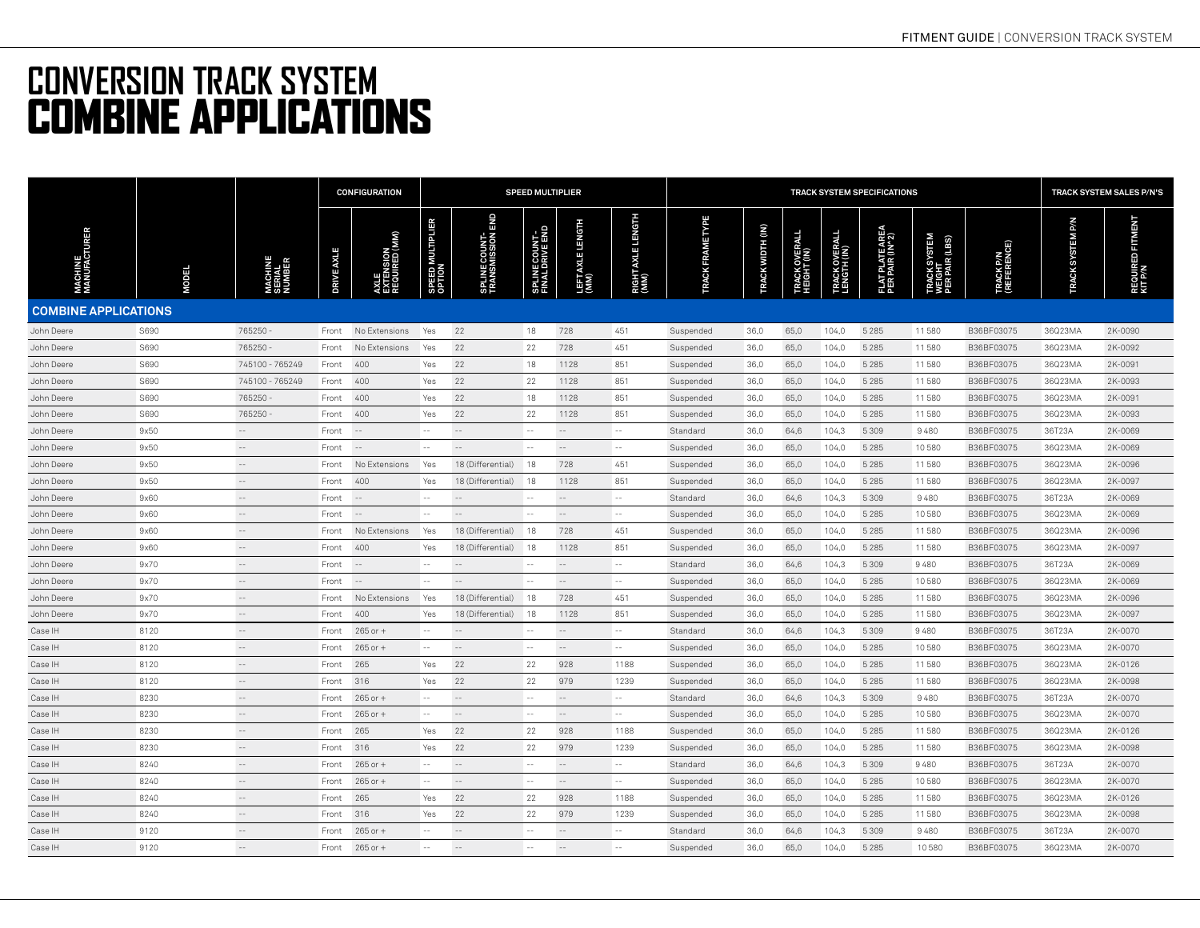# CONVERSION TRACK SYSTEM
# COMBINE APPLICATIONS

| | | | CONFIGURATION | | SPEED MULTIPLIER | | | | | TRACK SYSTEM SPECIFICATIONS | | | | | | | TRACK SYSTEM SALES P/N'S | |
|---|---|---|---|---|---|---|---|---|---|---|---|---|---|---|---|---|---|---|
| MACHINE MANUFACTURER | MODEL | MACHINE SERIAL NUMBER | DRIVE AXLE | AXLE EXTENSION REQUIRED (MM) | SPEED MULTIPLIER OPTION | SPLINE COUNT-TRANSMISSION END | SPLINE COUNT-FINAL DRIVE END | LEFT AXLE LENGTH (MM) | RIGHT AXLE LENGTH (MM) | TRACK FRAME TYPE | TRACK WIDTH (IN) | TRACK OVERALL HEIGHT (IN) | TRACK OVERALL LENGTH (IN) | FLAT PLATE AREA PER PAIR (IN^2) | TRACK SYSTEM WEIGHT PER PAIR (LBS) | TRACK P/N (REFERENCE) | TRACK SYSTEM P/N | REQUIRED FITMENT KIT P/N |
| **COMBINE APPLICATIONS** | | | | | | | | | | | | | | | | | | |
| John Deere | S690 | 765250 - | Front | No Extensions | Yes | 22 | 18 | 728 | 451 | Suspended | 36,0 | 65,0 | 104,0 | 5 285 | 11 580 | B36BF03075 | 36Q23MA | 2K-0090 |
| John Deere | S690 | 765250 - | Front | No Extensions | Yes | 22 | 22 | 728 | 451 | Suspended | 36,0 | 65,0 | 104,0 | 5 285 | 11 580 | B36BF03075 | 36Q23MA | 2K-0092 |
| John Deere | S690 | 745100 - 765249 | Front | 400 | Yes | 22 | 18 | 1128 | 851 | Suspended | 36,0 | 65,0 | 104,0 | 5 285 | 11 580 | B36BF03075 | 36Q23MA | 2K-0091 |
| John Deere | S690 | 745100 - 765249 | Front | 400 | Yes | 22 | 22 | 1128 | 851 | Suspended | 36,0 | 65,0 | 104,0 | 5 285 | 11 580 | B36BF03075 | 36Q23MA | 2K-0093 |
| John Deere | S690 | 765250 - | Front | 400 | Yes | 22 | 18 | 1128 | 851 | Suspended | 36,0 | 65,0 | 104,0 | 5 285 | 11 580 | B36BF03075 | 36Q23MA | 2K-0091 |
| John Deere | S690 | 765250 - | Front | 400 | Yes | 22 | 22 | 1128 | 851 | Suspended | 36,0 | 65,0 | 104,0 | 5 285 | 11 580 | B36BF03075 | 36Q23MA | 2K-0093 |
| John Deere | 9x50 | -- | Front | -- | -- | -- | -- | -- | -- | Standard | 36,0 | 64,6 | 104,3 | 5 309 | 9 480 | B36BF03075 | 36T23A | 2K-0069 |
| John Deere | 9x50 | -- | Front | -- | -- | -- | -- | -- | -- | Suspended | 36,0 | 65,0 | 104,0 | 5 285 | 10 580 | B36BF03075 | 36Q23MA | 2K-0069 |
| John Deere | 9x50 | -- | Front | No Extensions | Yes | 18 (Differential) | 18 | 728 | 451 | Suspended | 36,0 | 65,0 | 104,0 | 5 285 | 11 580 | B36BF03075 | 36Q23MA | 2K-0096 |
| John Deere | 9x50 | -- | Front | 400 | Yes | 18 (Differential) | 18 | 1128 | 851 | Suspended | 36,0 | 65,0 | 104,0 | 5 285 | 11 580 | B36BF03075 | 36Q23MA | 2K-0097 |
| John Deere | 9x60 | -- | Front | -- | -- | -- | -- | -- | -- | Standard | 36,0 | 64,6 | 104,3 | 5 309 | 9 480 | B36BF03075 | 36T23A | 2K-0069 |
| John Deere | 9x60 | -- | Front | -- | -- | -- | -- | -- | -- | Suspended | 36,0 | 65,0 | 104,0 | 5 285 | 10 580 | B36BF03075 | 36Q23MA | 2K-0069 |
| John Deere | 9x60 | -- | Front | No Extensions | Yes | 18 (Differential) | 18 | 728 | 451 | Suspended | 36,0 | 65,0 | 104,0 | 5 285 | 11 580 | B36BF03075 | 36Q23MA | 2K-0096 |
| John Deere | 9x60 | -- | Front | 400 | Yes | 18 (Differential) | 18 | 1128 | 851 | Suspended | 36,0 | 65,0 | 104,0 | 5 285 | 11 580 | B36BF03075 | 36Q23MA | 2K-0097 |
| John Deere | 9x70 | -- | Front | -- | -- | -- | -- | -- | -- | Standard | 36,0 | 64,6 | 104,3 | 5 309 | 9 480 | B36BF03075 | 36T23A | 2K-0069 |
| John Deere | 9x70 | -- | Front | -- | -- | -- | -- | -- | -- | Suspended | 36,0 | 65,0 | 104,0 | 5 285 | 10 580 | B36BF03075 | 36Q23MA | 2K-0069 |
| John Deere | 9x70 | -- | Front | No Extensions | Yes | 18 (Differential) | 18 | 728 | 451 | Suspended | 36,0 | 65,0 | 104,0 | 5 285 | 11 580 | B36BF03075 | 36Q23MA | 2K-0096 |
| John Deere | 9x70 | -- | Front | 400 | Yes | 18 (Differential) | 18 | 1128 | 851 | Suspended | 36,0 | 65,0 | 104,0 | 5 285 | 11 580 | B36BF03075 | 36Q23MA | 2K-0097 |
| Case IH | 8120 | -- | Front | 265 or + | -- | -- | -- | -- | -- | Standard | 36,0 | 64,6 | 104,3 | 5 309 | 9 480 | B36BF03075 | 36T23A | 2K-0070 |
| Case IH | 8120 | -- | Front | 265 or + | -- | -- | -- | -- | -- | Suspended | 36,0 | 65,0 | 104,0 | 5 285 | 10 580 | B36BF03075 | 36Q23MA | 2K-0070 |
| Case IH | 8120 | -- | Front | 265 | Yes | 22 | 22 | 928 | 1188 | Suspended | 36,0 | 65,0 | 104,0 | 5 285 | 11 580 | B36BF03075 | 36Q23MA | 2K-0126 |
| Case IH | 8120 | -- | Front | 316 | Yes | 22 | 22 | 979 | 1239 | Suspended | 36,0 | 65,0 | 104,0 | 5 285 | 11 580 | B36BF03075 | 36Q23MA | 2K-0098 |
| Case IH | 8230 | -- | Front | 265 or + | -- | -- | -- | -- | -- | Standard | 36,0 | 64,6 | 104,3 | 5 309 | 9 480 | B36BF03075 | 36T23A | 2K-0070 |
| Case IH | 8230 | -- | Front | 265 or + | -- | -- | -- | -- | -- | Suspended | 36,0 | 65,0 | 104,0 | 5 285 | 10 580 | B36BF03075 | 36Q23MA | 2K-0070 |
| Case IH | 8230 | -- | Front | 265 | Yes | 22 | 22 | 928 | 1188 | Suspended | 36,0 | 65,0 | 104,0 | 5 285 | 11 580 | B36BF03075 | 36Q23MA | 2K-0126 |
| Case IH | 8230 | -- | Front | 316 | Yes | 22 | 22 | 979 | 1239 | Suspended | 36,0 | 65,0 | 104,0 | 5 285 | 11 580 | B36BF03075 | 36Q23MA | 2K-0098 |
| Case IH | 8240 | -- | Front | 265 or + | -- | -- | -- | -- | -- | Standard | 36,0 | 64,6 | 104,3 | 5 309 | 9 480 | B36BF03075 | 36T23A | 2K-0070 |
| Case IH | 8240 | -- | Front | 265 or + | -- | -- | -- | -- | -- | Suspended | 36,0 | 65,0 | 104,0 | 5 285 | 10 580 | B36BF03075 | 36Q23MA | 2K-0070 |
| Case IH | 8240 | -- | Front | 265 | Yes | 22 | 22 | 928 | 1188 | Suspended | 36,0 | 65,0 | 104,0 | 5 285 | 11 580 | B36BF03075 | 36Q23MA | 2K-0126 |
| Case IH | 8240 | -- | Front | 316 | Yes | 22 | 22 | 979 | 1239 | Suspended | 36,0 | 65,0 | 104,0 | 5 285 | 11 580 | B36BF03075 | 36Q23MA | 2K-0098 |
| Case IH | 9120 | -- | Front | 265 or + | -- | -- | -- | -- | -- | Standard | 36,0 | 64,6 | 104,3 | 5 309 | 9 480 | B36BF03075 | 36T23A | 2K-0070 |
| Case IH | 9120 | -- | Front | 265 or + | -- | -- | -- | -- | -- | Suspended | 36,0 | 65,0 | 104,0 | 5 285 | 10 580 | B36BF03075 | 36Q23MA | 2K-0070 |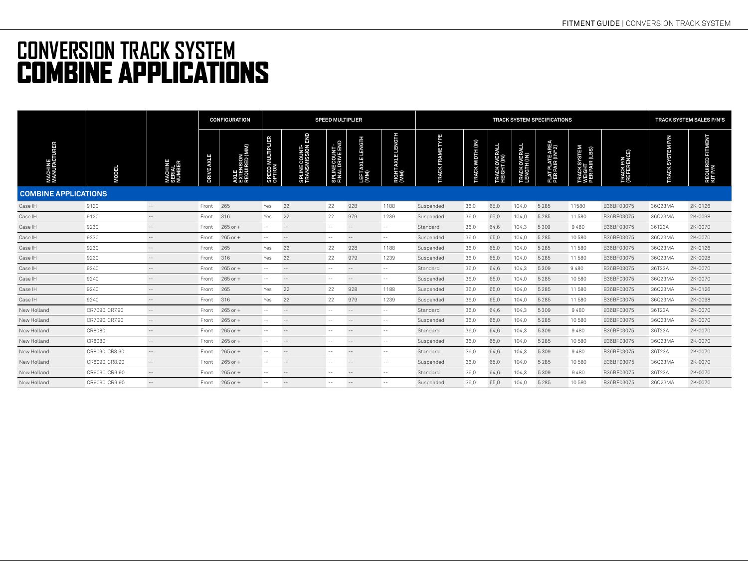# CONVERSION TRACK SYSTEM
# COMBINE APPLICATIONS

| MACHINE MANUFACTURER | MODEL | MACHINE SERIAL NUMBER | CONFIGURATION | | SPEED MULTIPLIER | | | | | TRACK SYSTEM SPECIFICATIONS | | | | | | | TRACK SYSTEM SALES P/N'S | |
|---|---|---|---|---|---|---|---|---|---|---|---|---|---|---|---|---|---|---|
| | | | DRIVE AXLE | AXLE EXTENSION REQUIRED (MM) | SPEED MULTIPLIER OPTION | SPLINE COUNT-TRANSMISSION END | SPLINE COUNT-FINAL DRIVE END | LEFT AXLE LENGTH (MM) | RIGHT AXLE LENGTH (MM) | TRACK FRAME TYPE | TRACK WIDTH (IN) | TRACK OVERALL HEIGHT (IN) | TRACK OVERALL LENGTH (IN) | FLAT PLATE AREA PER PAIR (IN^2) | TRACK SYSTEM WEIGHT PER PAIR (LBS) | TRACK P/N (REFERENCE) | TRACK SYSTEM P/N | REQUIRED FITMENT KIT P/N |
| **COMBINE APPLICATIONS** | | | | | | | | | | | | | | | | | | |
| Case IH | 9120 | -- | Front | 265 | Yes | 22 | 22 | 928 | 1188 | Suspended | 36,0 | 65,0 | 104,0 | 5 285 | 11580 | B36BF03075 | 36Q23MA | 2K-0126 |
| Case IH | 9120 | -- | Front | 316 | Yes | 22 | 22 | 979 | 1239 | Suspended | 36,0 | 65,0 | 104,0 | 5 285 | 11 580 | B36BF03075 | 36Q23MA | 2K-0098 |
| Case IH | 9230 | -- | Front | 265 or + | -- | -- | -- | -- | -- | Standard | 36,0 | 64,6 | 104,3 | 5 309 | 9 480 | B36BF03075 | 36T23A | 2K-0070 |
| Case IH | 9230 | -- | Front | 265 or + | -- | -- | -- | -- | -- | Suspended | 36,0 | 65,0 | 104,0 | 5 285 | 10 580 | B36BF03075 | 36Q23MA | 2K-0070 |
| Case IH | 9230 | -- | Front | 265 | Yes | 22 | 22 | 928 | 1188 | Suspended | 36,0 | 65,0 | 104,0 | 5 285 | 11 580 | B36BF03075 | 36Q23MA | 2K-0126 |
| Case IH | 9230 | -- | Front | 316 | Yes | 22 | 22 | 979 | 1239 | Suspended | 36,0 | 65,0 | 104,0 | 5 285 | 11 580 | B36BF03075 | 36Q23MA | 2K-0098 |
| Case IH | 9240 | -- | Front | 265 or + | -- | -- | -- | -- | -- | Standard | 36,0 | 64,6 | 104,3 | 5 309 | 9 480 | B36BF03075 | 36T23A | 2K-0070 |
| Case IH | 9240 | -- | Front | 265 or + | -- | -- | -- | -- | -- | Suspended | 36,0 | 65,0 | 104,0 | 5 285 | 10 580 | B36BF03075 | 36Q23MA | 2K-0070 |
| Case IH | 9240 | -- | Front | 265 | Yes | 22 | 22 | 928 | 1188 | Suspended | 36,0 | 65,0 | 104,0 | 5 285 | 11 580 | B36BF03075 | 36Q23MA | 2K-0126 |
| Case IH | 9240 | -- | Front | 316 | Yes | 22 | 22 | 979 | 1239 | Suspended | 36,0 | 65,0 | 104,0 | 5 285 | 11 580 | B36BF03075 | 36Q23MA | 2K-0098 |
| New Holland | CR7090, CR7.90 | -- | Front | 265 or + | -- | -- | -- | -- | -- | Standard | 36,0 | 64,6 | 104,3 | 5 309 | 9 480 | B36BF03075 | 36T23A | 2K-0070 |
| New Holland | CR7090, CR7.90 | -- | Front | 265 or + | -- | -- | -- | -- | -- | Suspended | 36,0 | 65,0 | 104,0 | 5 285 | 10 580 | B36BF03075 | 36Q23MA | 2K-0070 |
| New Holland | CR8080 | -- | Front | 265 or + | -- | -- | -- | -- | -- | Standard | 36,0 | 64,6 | 104,3 | 5 309 | 9 480 | B36BF03075 | 36T23A | 2K-0070 |
| New Holland | CR8080 | -- | Front | 265 or + | -- | -- | -- | -- | -- | Suspended | 36,0 | 65,0 | 104,0 | 5 285 | 10 580 | B36BF03075 | 36Q23MA | 2K-0070 |
| New Holland | CR8090, CR8.90 | -- | Front | 265 or + | -- | -- | -- | -- | -- | Standard | 36,0 | 64,6 | 104,3 | 5 309 | 9 480 | B36BF03075 | 36T23A | 2K-0070 |
| New Holland | CR8090, CR8.90 | -- | Front | 265 or + | -- | -- | -- | -- | -- | Suspended | 36,0 | 65,0 | 104,0 | 5 285 | 10 580 | B36BF03075 | 36Q23MA | 2K-0070 |
| New Holland | CR9090, CR9.90 | -- | Front | 265 or + | -- | -- | -- | -- | -- | Standard | 36,0 | 64,6 | 104,3 | 5 309 | 9 480 | B36BF03075 | 36T23A | 2K-0070 |
| New Holland | CR9090, CR9.90 | -- | Front | 265 or + | -- | -- | -- | -- | -- | Suspended | 36,0 | 65,0 | 104,0 | 5 285 | 10 580 | B36BF03075 | 36Q23MA | 2K-0070 |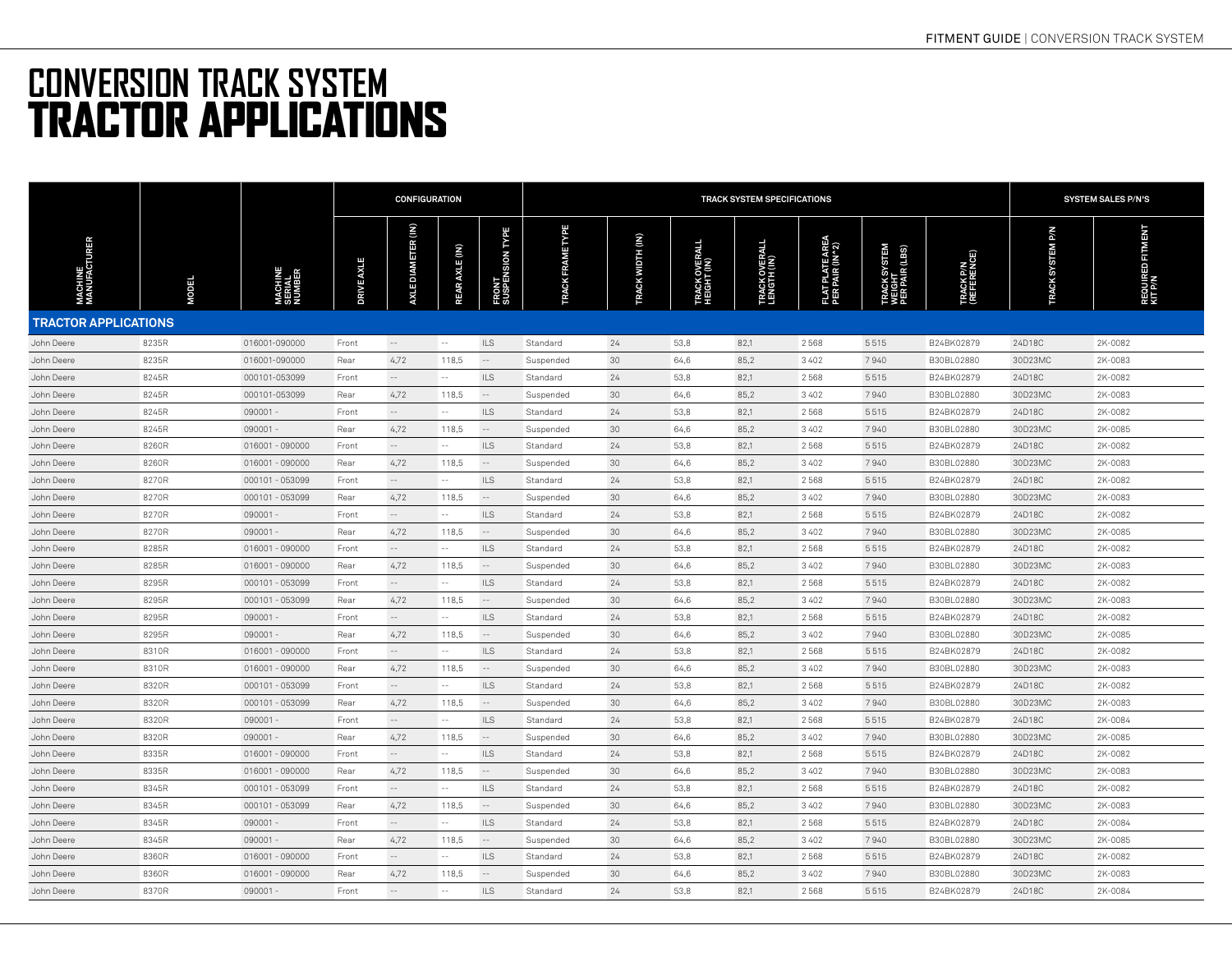# CONVERSION TRACK SYSTEM
# TRACTOR APPLICATIONS

| MACHINE MANUFACTURER | MODEL | MACHINE SERIAL NUMBER | CONFIGURATION | | | | TRACK SYSTEM SPECIFICATIONS | | | | | | | SYSTEM SALES P/N'S | |
|---|---|---|---|---|---|---|---|---|---|---|---|---|---|---|---|
| | | | DRIVE AXLE | AXLE DIAMETER (IN) | REAR AXLE (IN) | FRONT SUSPENSION TYPE | TRACK FRAME TYPE | TRACK WIDTH (IN) | TRACK OVERALL HEIGHT (IN) | TRACK OVERALL LENGTH (IN) | FLAT PLATE AREA PER PAIR (IN^2) | TRACK SYSTEM WEIGHT PER PAIR (LBS) | TRACK P/N (REFERENCE) | TRACK SYSTEM P/N | REQUIRED FITMENT KIT P/N |
| **TRACTOR APPLICATIONS** | | | | | | | | | | | | | | | |
| John Deere | 8235R | 016001-090000 | Front | -- | -- | ILS | Standard | 24 | 53,8 | 82,1 | 2 568 | 5 515 | B24BK02879 | 24D18C | 2K-0082 |
| John Deere | 8235R | 016001-090000 | Rear | 4,72 | 118,5 | -- | Suspended | 30 | 64,6 | 85,2 | 3 402 | 7 940 | B30BL02880 | 30D23MC | 2K-0083 |
| John Deere | 8245R | 000101-053099 | Front | -- | -- | ILS | Standard | 24 | 53,8 | 82,1 | 2 568 | 5 515 | B24BK02879 | 24D18C | 2K-0082 |
| John Deere | 8245R | 000101-053099 | Rear | 4,72 | 118,5 | -- | Suspended | 30 | 64,6 | 85,2 | 3 402 | 7 940 | B30BL02880 | 30D23MC | 2K-0083 |
| John Deere | 8245R | 090001 - | Front | -- | -- | ILS | Standard | 24 | 53,8 | 82,1 | 2 568 | 5 515 | B24BK02879 | 24D18C | 2K-0082 |
| John Deere | 8245R | 090001 - | Rear | 4,72 | 118,5 | -- | Suspended | 30 | 64,6 | 85,2 | 3 402 | 7 940 | B30BL02880 | 30D23MC | 2K-0085 |
| John Deere | 8260R | 016001 - 090000 | Front | -- | -- | ILS | Standard | 24 | 53,8 | 82,1 | 2 568 | 5 515 | B24BK02879 | 24D18C | 2K-0082 |
| John Deere | 8260R | 016001 - 090000 | Rear | 4,72 | 118,5 | -- | Suspended | 30 | 64,6 | 85,2 | 3 402 | 7 940 | B30BL02880 | 30D23MC | 2K-0083 |
| John Deere | 8270R | 000101 - 053099 | Front | -- | -- | ILS | Standard | 24 | 53,8 | 82,1 | 2 568 | 5 515 | B24BK02879 | 24D18C | 2K-0082 |
| John Deere | 8270R | 000101 - 053099 | Rear | 4,72 | 118,5 | -- | Suspended | 30 | 64,6 | 85,2 | 3 402 | 7 940 | B30BL02880 | 30D23MC | 2K-0083 |
| John Deere | 8270R | 090001 - | Front | -- | -- | ILS | Standard | 24 | 53,8 | 82,1 | 2 568 | 5 515 | B24BK02879 | 24D18C | 2K-0082 |
| John Deere | 8270R | 090001 - | Rear | 4,72 | 118,5 | -- | Suspended | 30 | 64,6 | 85,2 | 3 402 | 7 940 | B30BL02880 | 30D23MC | 2K-0085 |
| John Deere | 8285R | 016001 - 090000 | Front | -- | -- | ILS | Standard | 24 | 53,8 | 82,1 | 2 568 | 5 515 | B24BK02879 | 24D18C | 2K-0082 |
| John Deere | 8285R | 016001 - 090000 | Rear | 4,72 | 118,5 | -- | Suspended | 30 | 64,6 | 85,2 | 3 402 | 7 940 | B30BL02880 | 30D23MC | 2K-0083 |
| John Deere | 8295R | 000101 - 053099 | Front | -- | -- | ILS | Standard | 24 | 53,8 | 82,1 | 2 568 | 5 515 | B24BK02879 | 24D18C | 2K-0082 |
| John Deere | 8295R | 000101 - 053099 | Rear | 4,72 | 118,5 | -- | Suspended | 30 | 64,6 | 85,2 | 3 402 | 7 940 | B30BL02880 | 30D23MC | 2K-0083 |
| John Deere | 8295R | 090001 - | Front | -- | -- | ILS | Standard | 24 | 53,8 | 82,1 | 2 568 | 5 515 | B24BK02879 | 24D18C | 2K-0082 |
| John Deere | 8295R | 090001 - | Rear | 4,72 | 118,5 | -- | Suspended | 30 | 64,6 | 85,2 | 3 402 | 7 940 | B30BL02880 | 30D23MC | 2K-0085 |
| John Deere | 8310R | 016001 - 090000 | Front | -- | -- | ILS | Standard | 24 | 53,8 | 82,1 | 2 568 | 5 515 | B24BK02879 | 24D18C | 2K-0082 |
| John Deere | 8310R | 016001 - 090000 | Rear | 4,72 | 118,5 | -- | Suspended | 30 | 64,6 | 85,2 | 3 402 | 7 940 | B30BL02880 | 30D23MC | 2K-0083 |
| John Deere | 8320R | 000101 - 053099 | Front | -- | -- | ILS | Standard | 24 | 53,8 | 82,1 | 2 568 | 5 515 | B24BK02879 | 24D18C | 2K-0082 |
| John Deere | 8320R | 000101 - 053099 | Rear | 4,72 | 118,5 | -- | Suspended | 30 | 64,6 | 85,2 | 3 402 | 7 940 | B30BL02880 | 30D23MC | 2K-0083 |
| John Deere | 8320R | 090001 - | Front | -- | -- | ILS | Standard | 24 | 53,8 | 82,1 | 2 568 | 5 515 | B24BK02879 | 24D18C | 2K-0084 |
| John Deere | 8320R | 090001 - | Rear | 4,72 | 118,5 | -- | Suspended | 30 | 64,6 | 85,2 | 3 402 | 7 940 | B30BL02880 | 30D23MC | 2K-0085 |
| John Deere | 8335R | 016001 - 090000 | Front | -- | -- | ILS | Standard | 24 | 53,8 | 82,1 | 2 568 | 5 515 | B24BK02879 | 24D18C | 2K-0082 |
| John Deere | 8335R | 016001 - 090000 | Rear | 4,72 | 118,5 | -- | Suspended | 30 | 64,6 | 85,2 | 3 402 | 7 940 | B30BL02880 | 30D23MC | 2K-0083 |
| John Deere | 8345R | 000101 - 053099 | Front | -- | -- | ILS | Standard | 24 | 53,8 | 82,1 | 2 568 | 5 515 | B24BK02879 | 24D18C | 2K-0082 |
| John Deere | 8345R | 000101 - 053099 | Rear | 4,72 | 118,5 | -- | Suspended | 30 | 64,6 | 85,2 | 3 402 | 7 940 | B30BL02880 | 30D23MC | 2K-0083 |
| John Deere | 8345R | 090001 - | Front | -- | -- | ILS | Standard | 24 | 53,8 | 82,1 | 2 568 | 5 515 | B24BK02879 | 24D18C | 2K-0084 |
| John Deere | 8345R | 090001 - | Rear | 4,72 | 118,5 | -- | Suspended | 30 | 64,6 | 85,2 | 3 402 | 7 940 | B30BL02880 | 30D23MC | 2K-0085 |
| John Deere | 8360R | 016001 - 090000 | Front | -- | -- | ILS | Standard | 24 | 53,8 | 82,1 | 2 568 | 5 515 | B24BK02879 | 24D18C | 2K-0082 |
| John Deere | 8360R | 016001 - 090000 | Rear | 4,72 | 118,5 | -- | Suspended | 30 | 64,6 | 85,2 | 3 402 | 7 940 | B30BL02880 | 30D23MC | 2K-0083 |
| John Deere | 8370R | 090001 - | Front | -- | -- | ILS | Standard | 24 | 53,8 | 82,1 | 2 568 | 5 515 | B24BK02879 | 24D18C | 2K-0084 |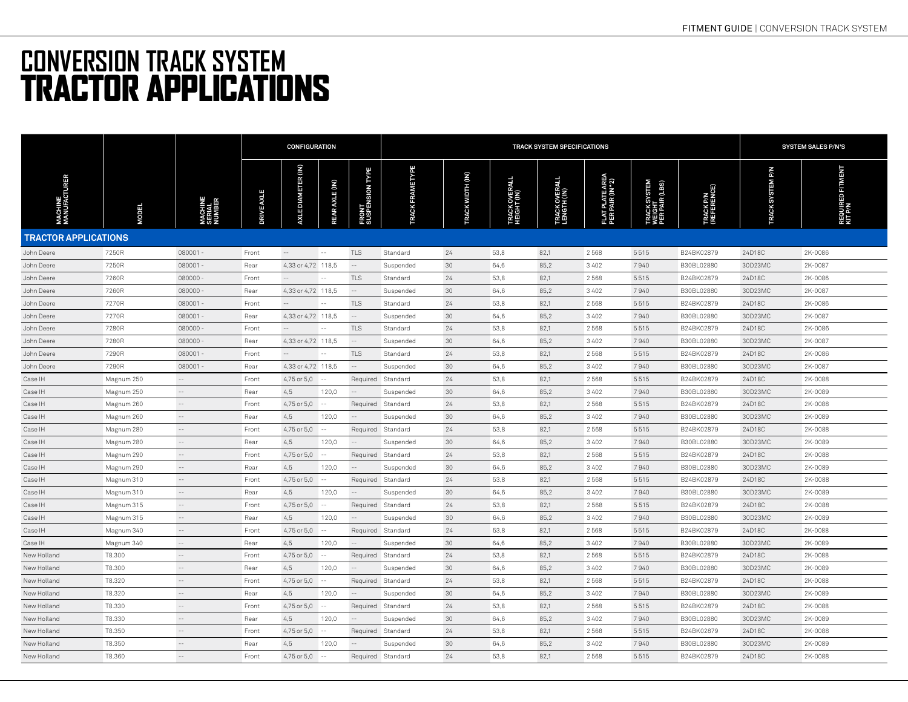# CONVERSION TRACK SYSTEM
# TRACTOR APPLICATIONS

| MACHINE MANUFACTURER | MODEL | MACHINE SERIAL NUMBER | CONFIGURATION | | | | TRACK SYSTEM SPECIFICATIONS | | | | | | | SYSTEM SALES P/N'S | |
|---|---|---|---|---|---|---|---|---|---|---|---|---|---|---|---|
| | | | DRIVE AXLE | AXLE DIAMETER (IN) | REAR AXLE (IN) | FRONT SUSPENSION TYPE | TRACK FRAME TYPE | TRACK WIDTH (IN) | TRACK OVERALL HEIGHT (IN) | TRACK OVERALL LENGTH (IN) | FLAT PLATE AREA PER PAIR (IN^2) | TRACK SYSTEM WEIGHT PER PAIR (LBS) | TRACK P/N (REFERENCE) | TRACK SYSTEM P/N | REQUIRED FITMENT KIT P/N |
| **TRACTOR APPLICATIONS** | | | | | | | | | | | | | | | |
| John Deere | 7250R | 080001 - | Front | -- | -- | TLS | Standard | 24 | 53,8 | 82,1 | 2 568 | 5 515 | B24BK02879 | 24D18C | 2K-0086 |
| John Deere | 7250R | 080001 - | Rear | 4,33 or 4,72 | 118,5 | -- | Suspended | 30 | 64,6 | 85,2 | 3 402 | 7 940 | B30BL02880 | 30D23MC | 2K-0087 |
| John Deere | 7260R | 080000 - | Front | -- | -- | TLS | Standard | 24 | 53,8 | 82,1 | 2 568 | 5 515 | B24BK02879 | 24D18C | 2K-0086 |
| John Deere | 7260R | 080000 - | Rear | 4,33 or 4,72 | 118,5 | -- | Suspended | 30 | 64,6 | 85,2 | 3 402 | 7 940 | B30BL02880 | 30D23MC | 2K-0087 |
| John Deere | 7270R | 080001 - | Front | -- | -- | TLS | Standard | 24 | 53,8 | 82,1 | 2 568 | 5 515 | B24BK02879 | 24D18C | 2K-0086 |
| John Deere | 7270R | 080001 - | Rear | 4,33 or 4,72 | 118,5 | -- | Suspended | 30 | 64,6 | 85,2 | 3 402 | 7 940 | B30BL02880 | 30D23MC | 2K-0087 |
| John Deere | 7280R | 080000 - | Front | -- | -- | TLS | Standard | 24 | 53,8 | 82,1 | 2 568 | 5 515 | B24BK02879 | 24D18C | 2K-0086 |
| John Deere | 7280R | 080000 - | Rear | 4,33 or 4,72 | 118,5 | -- | Suspended | 30 | 64,6 | 85,2 | 3 402 | 7 940 | B30BL02880 | 30D23MC | 2K-0087 |
| John Deere | 7290R | 080001 - | Front | -- | -- | TLS | Standard | 24 | 53,8 | 82,1 | 2 568 | 5 515 | B24BK02879 | 24D18C | 2K-0086 |
| John Deere | 7290R | 080001 - | Rear | 4,33 or 4,72 | 118,5 | -- | Suspended | 30 | 64,6 | 85,2 | 3 402 | 7 940 | B30BL02880 | 30D23MC | 2K-0087 |
| Case IH | Magnum 250 | -- | Front | 4,75 or 5,0 | -- | Required | Standard | 24 | 53,8 | 82,1 | 2 568 | 5 515 | B24BK02879 | 24D18C | 2K-0088 |
| Case IH | Magnum 250 | -- | Rear | 4,5 | 120,0 | -- | Suspended | 30 | 64,6 | 85,2 | 3 402 | 7 940 | B30BL02880 | 30D23MC | 2K-0089 |
| Case IH | Magnum 260 | -- | Front | 4,75 or 5,0 | -- | Required | Standard | 24 | 53,8 | 82,1 | 2 568 | 5 515 | B24BK02879 | 24D18C | 2K-0088 |
| Case IH | Magnum 260 | -- | Rear | 4,5 | 120,0 | -- | Suspended | 30 | 64,6 | 85,2 | 3 402 | 7 940 | B30BL02880 | 30D23MC | 2K-0089 |
| Case IH | Magnum 280 | -- | Front | 4,75 or 5,0 | -- | Required | Standard | 24 | 53,8 | 82,1 | 2 568 | 5 515 | B24BK02879 | 24D18C | 2K-0088 |
| Case IH | Magnum 280 | -- | Rear | 4,5 | 120,0 | -- | Suspended | 30 | 64,6 | 85,2 | 3 402 | 7 940 | B30BL02880 | 30D23MC | 2K-0089 |
| Case IH | Magnum 290 | -- | Front | 4,75 or 5,0 | -- | Required | Standard | 24 | 53,8 | 82,1 | 2 568 | 5 515 | B24BK02879 | 24D18C | 2K-0088 |
| Case IH | Magnum 290 | -- | Rear | 4,5 | 120,0 | -- | Suspended | 30 | 64,6 | 85,2 | 3 402 | 7 940 | B30BL02880 | 30D23MC | 2K-0089 |
| Case IH | Magnum 310 | -- | Front | 4,75 or 5,0 | -- | Required | Standard | 24 | 53,8 | 82,1 | 2 568 | 5 515 | B24BK02879 | 24D18C | 2K-0088 |
| Case IH | Magnum 310 | -- | Rear | 4,5 | 120,0 | -- | Suspended | 30 | 64,6 | 85,2 | 3 402 | 7 940 | B30BL02880 | 30D23MC | 2K-0089 |
| Case IH | Magnum 315 | -- | Front | 4,75 or 5,0 | -- | Required | Standard | 24 | 53,8 | 82,1 | 2 568 | 5 515 | B24BK02879 | 24D18C | 2K-0088 |
| Case IH | Magnum 315 | -- | Rear | 4,5 | 120,0 | -- | Suspended | 30 | 64,6 | 85,2 | 3 402 | 7 940 | B30BL02880 | 30D23MC | 2K-0089 |
| Case IH | Magnum 340 | -- | Front | 4,75 or 5,0 | -- | Required | Standard | 24 | 53,8 | 82,1 | 2 568 | 5 515 | B24BK02879 | 24D18C | 2K-0088 |
| Case IH | Magnum 340 | -- | Rear | 4,5 | 120,0 | -- | Suspended | 30 | 64,6 | 85,2 | 3 402 | 7 940 | B30BL02880 | 30D23MC | 2K-0089 |
| New Holland | T8.300 | -- | Front | 4,75 or 5,0 | -- | Required | Standard | 24 | 53,8 | 82,1 | 2 568 | 5 515 | B24BK02879 | 24D18C | 2K-0088 |
| New Holland | T8.300 | -- | Rear | 4,5 | 120,0 | -- | Suspended | 30 | 64,6 | 85,2 | 3 402 | 7 940 | B30BL02880 | 30D23MC | 2K-0089 |
| New Holland | T8.320 | -- | Front | 4,75 or 5,0 | -- | Required | Standard | 24 | 53,8 | 82,1 | 2 568 | 5 515 | B24BK02879 | 24D18C | 2K-0088 |
| New Holland | T8.320 | -- | Rear | 4,5 | 120,0 | -- | Suspended | 30 | 64,6 | 85,2 | 3 402 | 7 940 | B30BL02880 | 30D23MC | 2K-0089 |
| New Holland | T8.330 | -- | Front | 4,75 or 5,0 | -- | Required | Standard | 24 | 53,8 | 82,1 | 2 568 | 5 515 | B24BK02879 | 24D18C | 2K-0088 |
| New Holland | T8.330 | -- | Rear | 4,5 | 120,0 | -- | Suspended | 30 | 64,6 | 85,2 | 3 402 | 7 940 | B30BL02880 | 30D23MC | 2K-0089 |
| New Holland | T8.350 | -- | Front | 4,75 or 5,0 | -- | Required | Standard | 24 | 53,8 | 82,1 | 2 568 | 5 515 | B24BK02879 | 24D18C | 2K-0088 |
| New Holland | T8.350 | -- | Rear | 4,5 | 120,0 | -- | Suspended | 30 | 64,6 | 85,2 | 3 402 | 7 940 | B30BL02880 | 30D23MC | 2K-0089 |
| New Holland | T8.360 | -- | Front | 4,75 or 5,0 | -- | Required | Standard | 24 | 53,8 | 82,1 | 2 568 | 5 515 | B24BK02879 | 24D18C | 2K-0088 |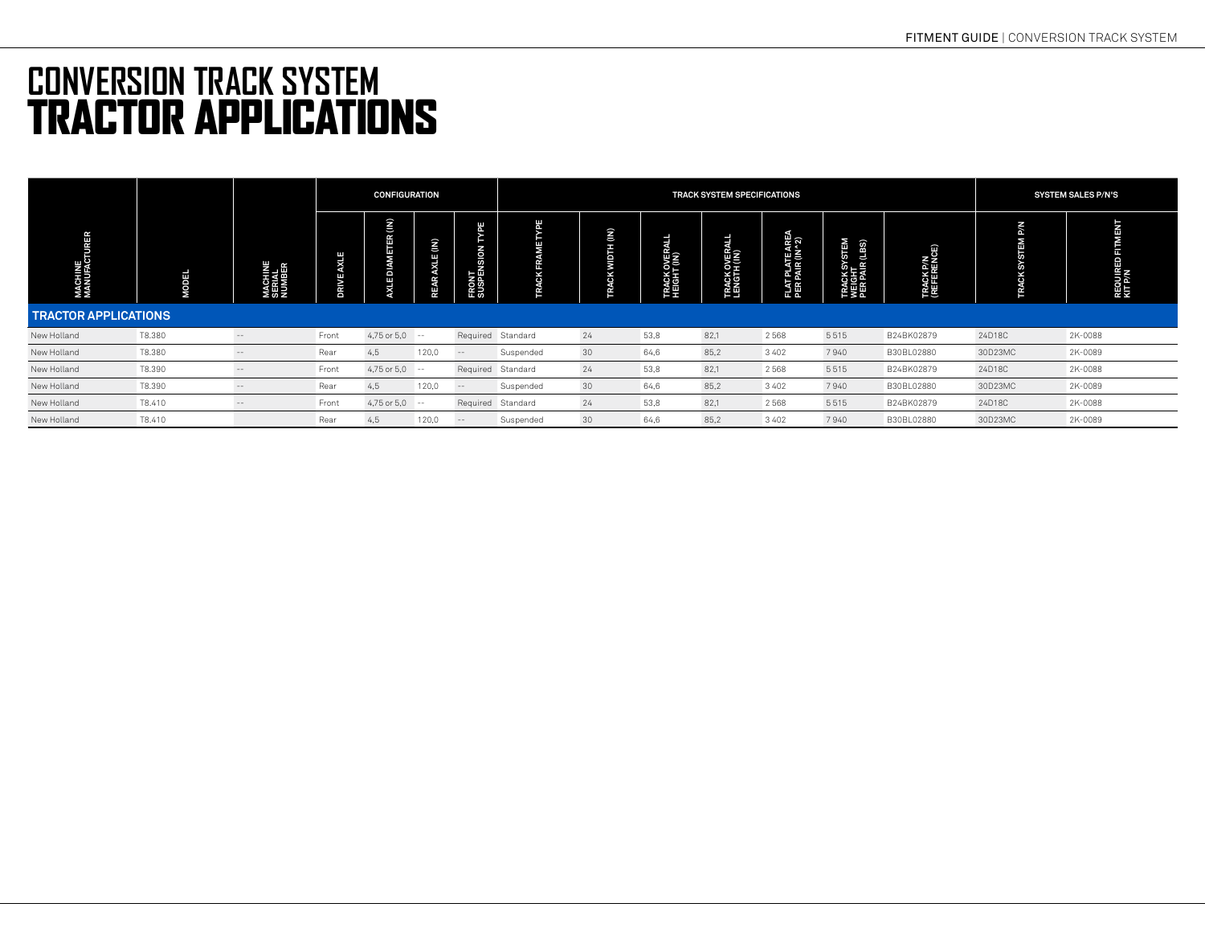# CONVERSION TRACK SYSTEM
# TRACTOR APPLICATIONS

| MACHINE MANUFACTURER | MODEL | MACHINE SERIAL NUMBER | CONFIGURATION | | | | TRACK SYSTEM SPECIFICATIONS | | | | | | | SYSTEM SALES P/N'S | |
|---|---|---|---|---|---|---|---|---|---|---|---|---|---|---|---|
| | | | DRIVE AXLE | AXLE DIAMETER (IN) | REAR AXLE (IN) | FRONT SUSPENSION TYPE | TRACK FRAME TYPE | TRACK WIDTH (IN) | TRACK OVERALL HEIGHT (IN) | TRACK OVERALL LENGTH (IN) | FLAT PLATE AREA PER PAIR (IN^2) | TRACK SYSTEM WEIGHT PER PAIR (LBS) | TRACK P/N (REFERENCE) | TRACK SYSTEM P/N | REQUIRED FITMENT KIT P/N |
| **TRACTOR APPLICATIONS** | | | | | | | | | | | | | | | |
| New Holland | T8.380 | -- | Front | 4,75 or 5,0 | -- | Required | Standard | 24 | 53,8 | 82,1 | 2 568 | 5 515 | B24BK02879 | 24D18C | 2K-0088 |
| New Holland | T8.380 | -- | Rear | 4,5 | 120,0 | -- | Suspended | 30 | 64,6 | 85,2 | 3 402 | 7 940 | B30BL02880 | 30D23MC | 2K-0089 |
| New Holland | T8.390 | -- | Front | 4,75 or 5,0 | -- | Required | Standard | 24 | 53,8 | 82,1 | 2 568 | 5 515 | B24BK02879 | 24D18C | 2K-0088 |
| New Holland | T8.390 | -- | Rear | 4,5 | 120,0 | -- | Suspended | 30 | 64,6 | 85,2 | 3 402 | 7 940 | B30BL02880 | 30D23MC | 2K-0089 |
| New Holland | T8.410 | -- | Front | 4,75 or 5,0 | -- | Required | Standard | 24 | 53,8 | 82,1 | 2 568 | 5 515 | B24BK02879 | 24D18C | 2K-0088 |
| New Holland | T8.410 | | Rear | 4,5 | 120,0 | -- | Suspended | 30 | 64,6 | 85,2 | 3 402 | 7 940 | B30BL02880 | 30D23MC | 2K-0089 |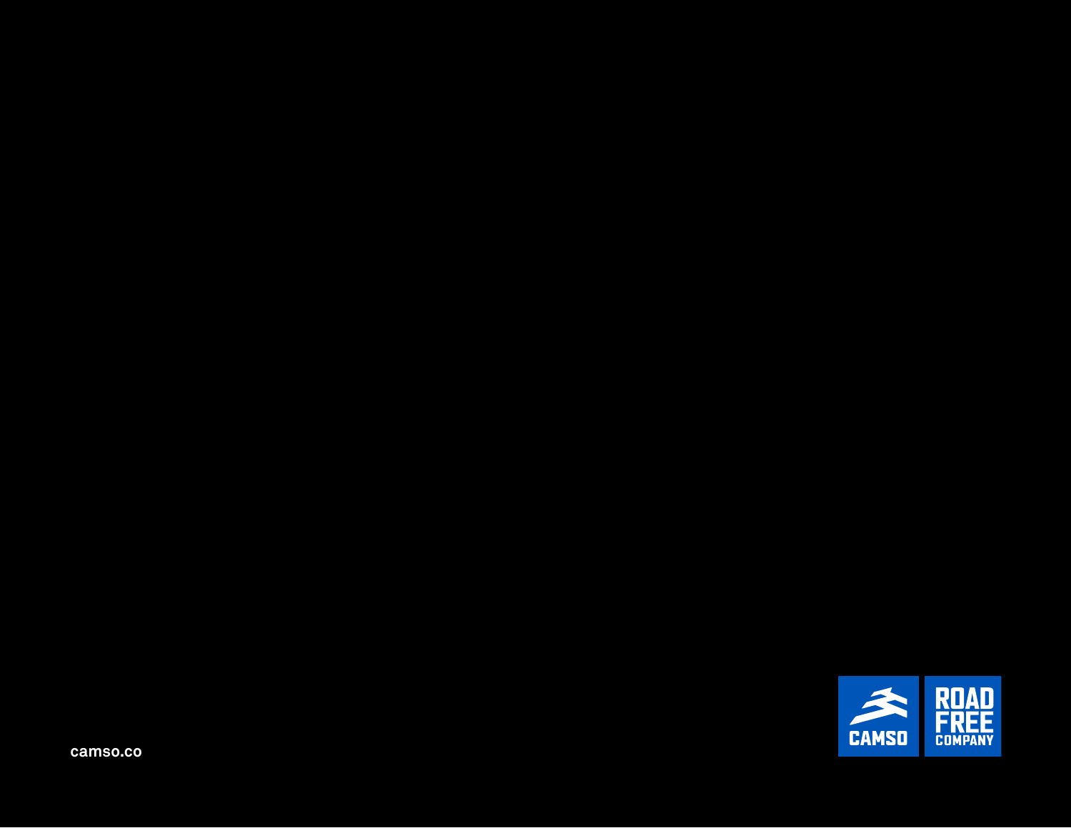camso.co

CAMSO

ROAD FREE COMPANY